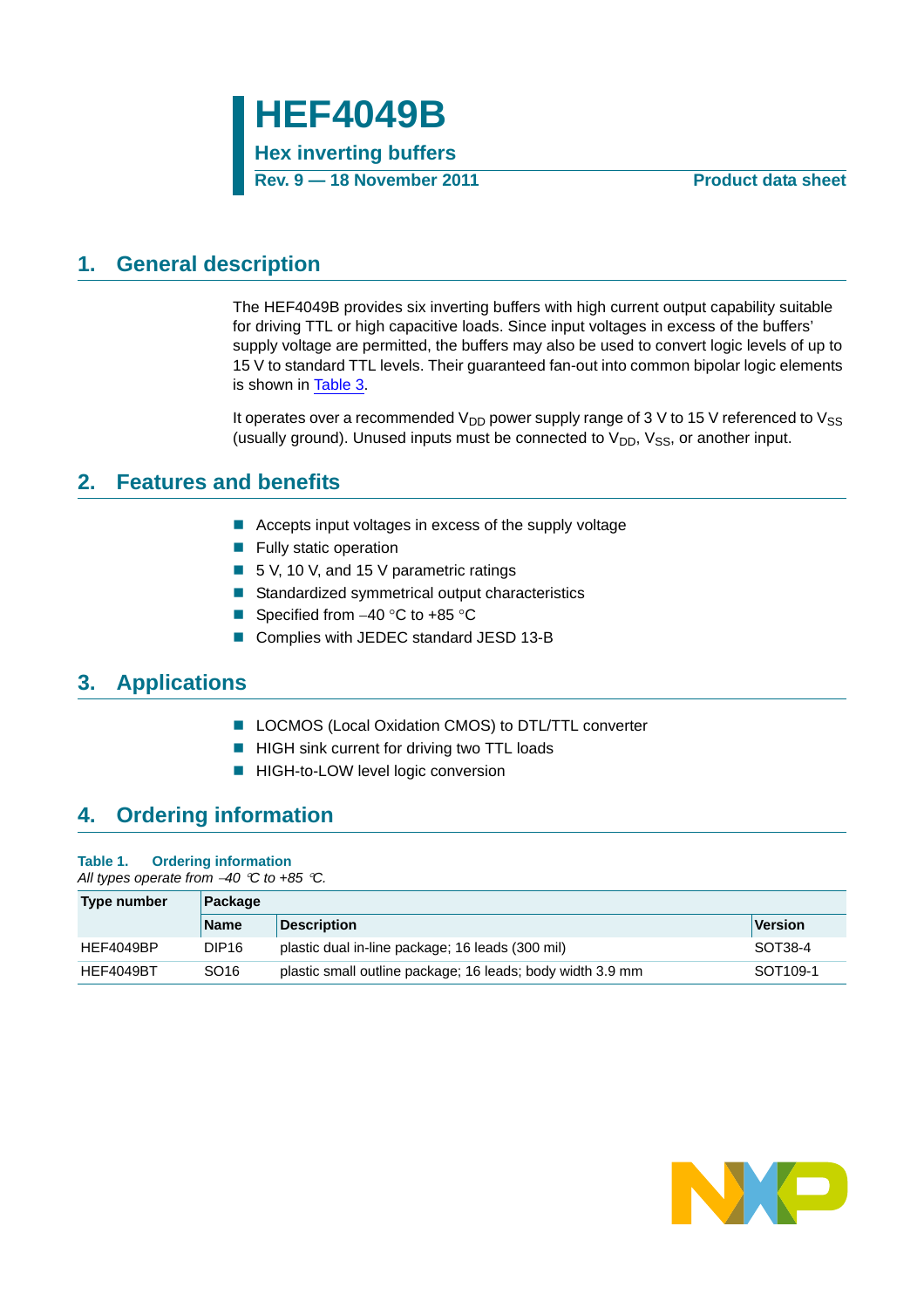# HEF4049B

**Hex inverting buffers**

**Rev. 9 — 18 November 2011** **Product data sheet**

## 1. General description

The HEF4049B provides six inverting buffers with high current output capability suitable for driving TTL or high capacitive loads. Since input voltages in excess of the buffers' supply voltage are permitted, the buffers may also be used to convert logic levels of up to 15 V to standard TTL levels. Their guaranteed fan-out into common bipolar logic elements is shown in Table 3.

It operates over a recommended $V_{DD}$ power supply range of 3 V to 15 V referenced to $V_{SS}$ (usually ground). Unused inputs must be connected to $V_{DD}$, $V_{SS}$, or another input.

## 2. Features and benefits

- Accepts input voltages in excess of the supply voltage
- Fully static operation
- 5 V, 10 V, and 15 V parametric ratings
- Standardized symmetrical output characteristics
- Specified from −40 °C to +85 °C
- Complies with JEDEC standard JESD 13-B

## 3. Applications

- LOCMOS (Local Oxidation CMOS) to DTL/TTL converter
- HIGH sink current for driving two TTL loads
- HIGH-to-LOW level logic conversion

## 4. Ordering information

**Table 1. Ordering information**

*All types operate from −40 °C to +85 °C.*

| Type number | Package | | |
|---|---|---|---|
| | Name | Description | Version |
| HEF4049BP | DIP16 | plastic dual in-line package; 16 leads (300 mil) | SOT38-4 |
| HEF4049BT | SO16 | plastic small outline package; 16 leads; body width 3.9 mm | SOT109-1 |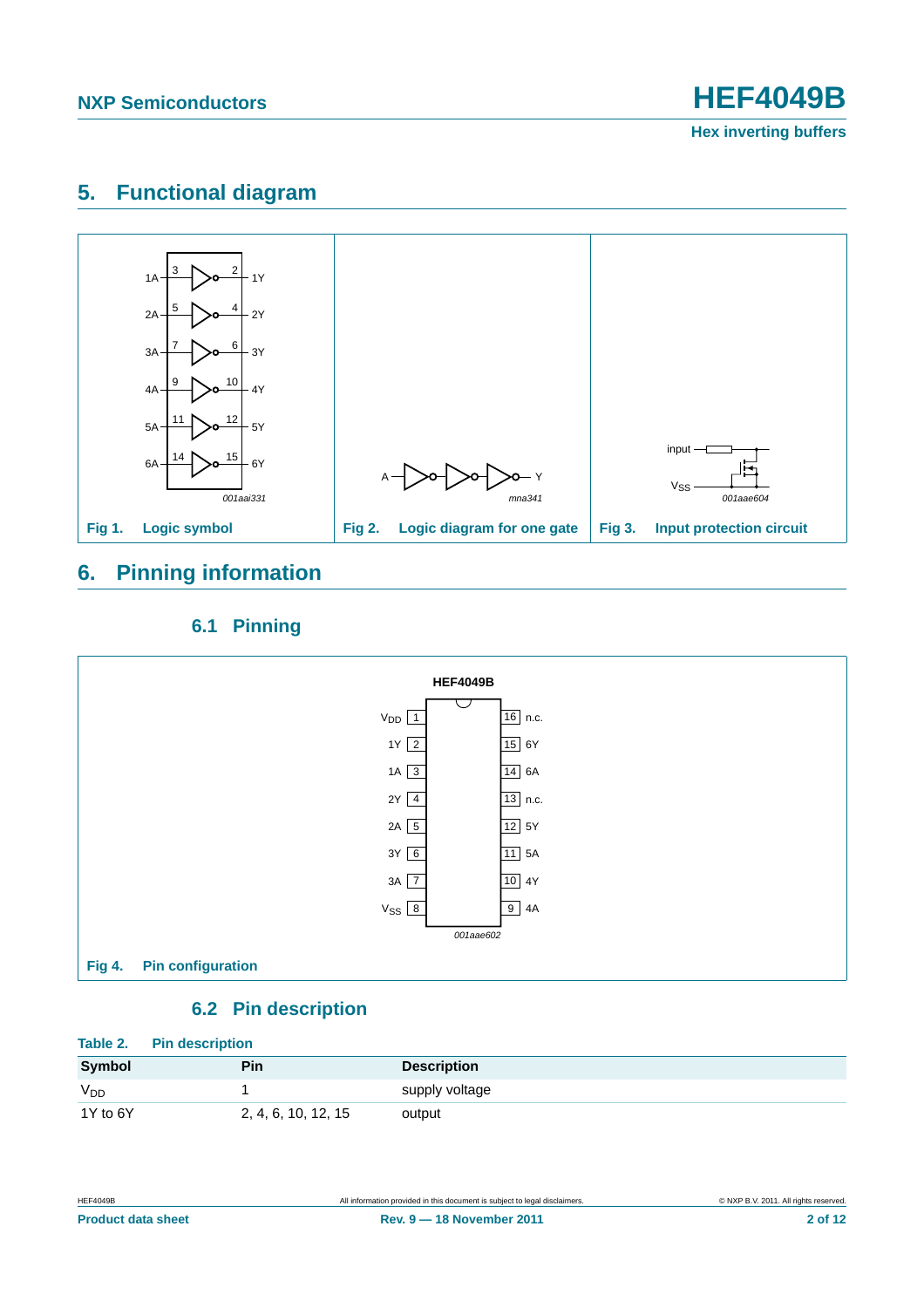## 5. Functional diagram

Fig 1. Logic symbol

Fig 2. Logic diagram for one gate

Fig 3. Input protection circuit

## 6. Pinning information

### 6.1 Pinning

Fig 4. Pin configuration

### 6.2 Pin description

**Table 2. Pin description**

| Symbol | Pin | Description |
|---|---|---|
| $V_{DD}$ | 1 | supply voltage |
| 1Y to 6Y | 2, 4, 6, 10, 12, 15 | output |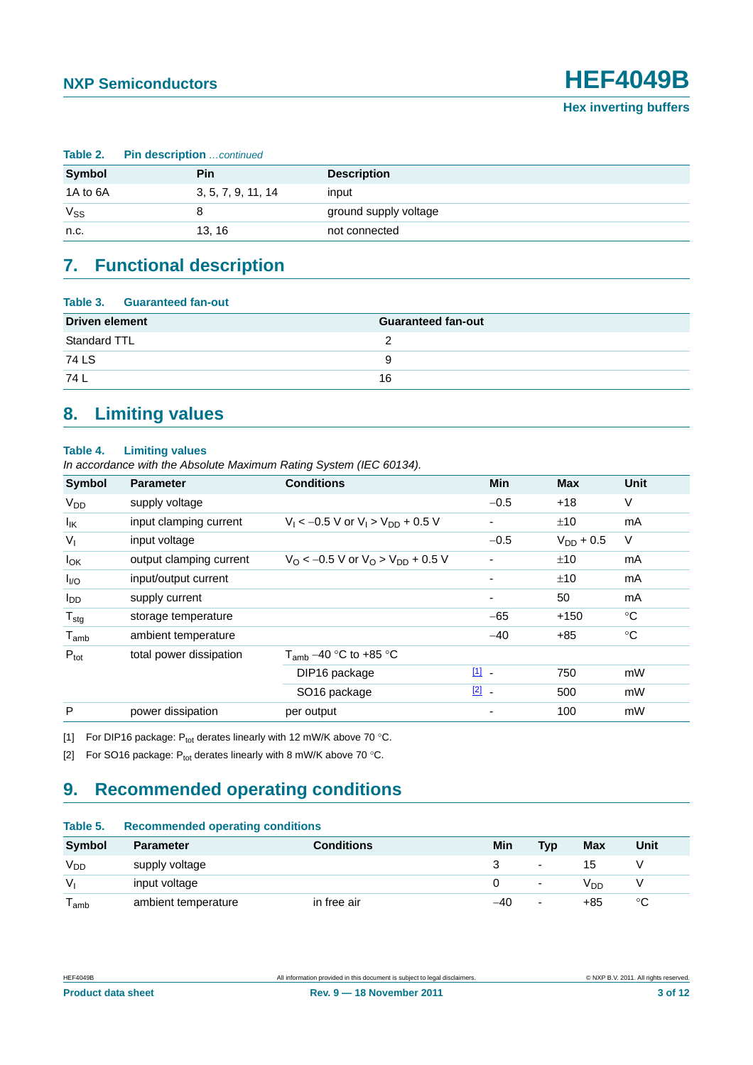**Table 2. Pin description** *...continued*

| Symbol | Pin | Description |
|---|---|---|
| 1A to 6A | 3, 5, 7, 9, 11, 14 | input |
| $V_{SS}$ | 8 | ground supply voltage |
| n.c. | 13, 16 | not connected |

## 7. Functional description

**Table 3. Guaranteed fan-out**

| Driven element | Guaranteed fan-out |
|---|---|
| Standard TTL | 2 |
| 74 LS | 9 |
| 74 L | 16 |

## 8. Limiting values

**Table 4. Limiting values**

*In accordance with the Absolute Maximum Rating System (IEC 60134).*

| Symbol | Parameter | Conditions | Min | Max | Unit |
|---|---|---|---|---|---|
| $V_{DD}$ | supply voltage | | −0.5 | +18 | V |
| $I_{IK}$ | input clamping current | $V_I < -0.5$ V or $V_I > V_{DD} + 0.5$ V | - | ±10 | mA |
| $V_I$ | input voltage | | −0.5 | $V_{DD} + 0.5$ | V |
| $I_{OK}$ | output clamping current | $V_O < -0.5$ V or $V_O > V_{DD} + 0.5$ V | - | ±10 | mA |
| $I_{I/O}$ | input/output current | | - | ±10 | mA |
| $I_{DD}$ | supply current | | - | 50 | mA |
| $T_{stg}$ | storage temperature | | −65 | +150 | °C |
| $T_{amb}$ | ambient temperature | | −40 | +85 | °C |
| $P_{tot}$ | total power dissipation | $T_{amb}$ −40 °C to +85 °C | | | |
| | | DIP16 package [1] | - | 750 | mW |
| | | SO16 package [2] | - | 500 | mW |
| P | power dissipation | per output | - | 100 | mW |

[1] For DIP16 package: $P_{tot}$ derates linearly with 12 mW/K above 70 °C.

[2] For SO16 package: $P_{tot}$ derates linearly with 8 mW/K above 70 °C.

## 9. Recommended operating conditions

**Table 5. Recommended operating conditions**

| Symbol | Parameter | Conditions | Min | Typ | Max | Unit |
|---|---|---|---|---|---|---|
| $V_{DD}$ | supply voltage | | 3 | - | 15 | V |
| $V_I$ | input voltage | | 0 | - | $V_{DD}$ | V |
| $T_{amb}$ | ambient temperature | in free air | −40 | - | +85 | °C |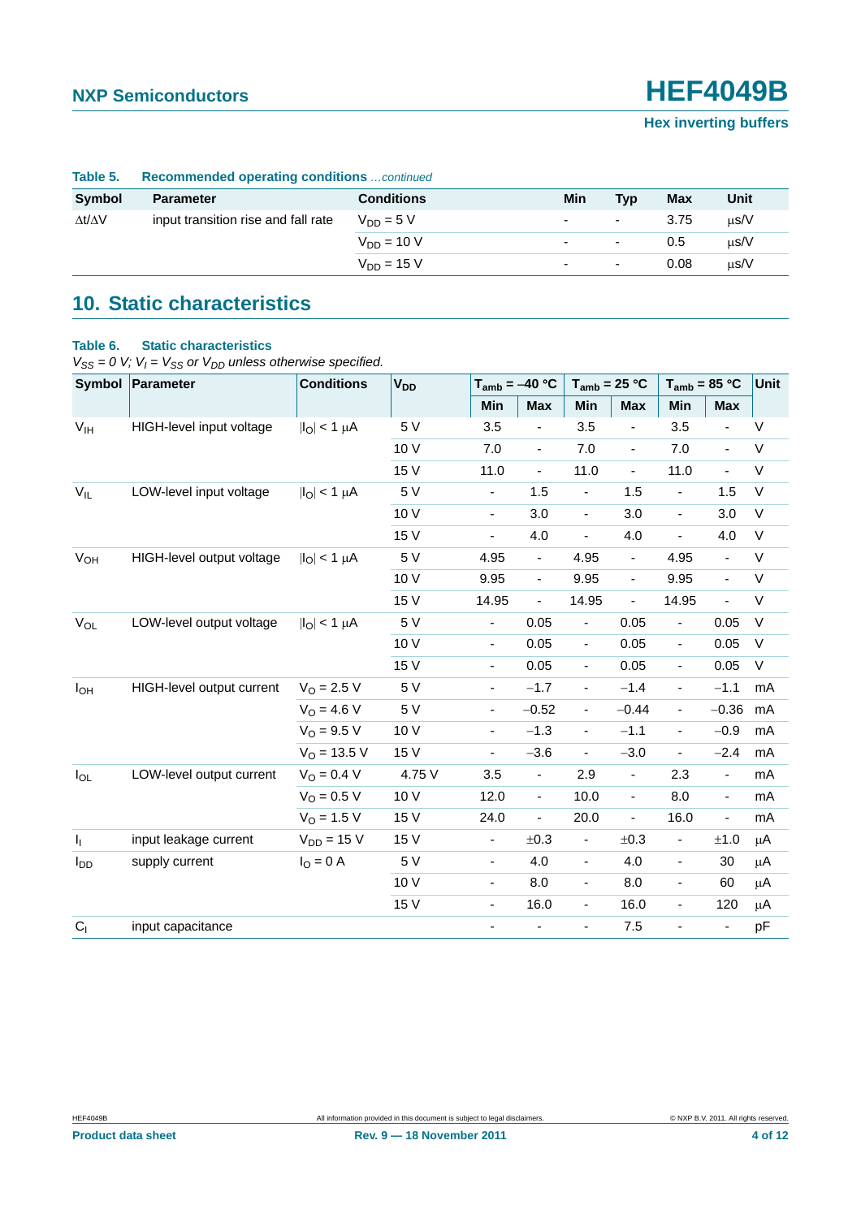**Table 5. Recommended operating conditions** *...continued*

| Symbol | Parameter | Conditions | Min | Typ | Max | Unit |
|---|---|---|---|---|---|---|
| $\Delta t/\Delta V$ | input transition rise and fall rate | $V_{DD}$ = 5 V | - | - | 3.75 | μs/V |
| | | $V_{DD}$ = 10 V | - | - | 0.5 | μs/V |
| | | $V_{DD}$ = 15 V | - | - | 0.08 | μs/V |

## 10. Static characteristics

**Table 6. Static characteristics**

*$V_{SS}$ = 0 V; $V_I$ = $V_{SS}$ or $V_{DD}$ unless otherwise specified.*

| Symbol | Parameter | Conditions | $V_{DD}$ | $T_{amb}$ = −40 °C | | $T_{amb}$ = 25 °C | | $T_{amb}$ = 85 °C | | Unit |
|---|---|---|---|---|---|---|---|---|---|---|
| | | | | Min | Max | Min | Max | Min | Max | |
| $V_{IH}$ | HIGH-level input voltage | $\|I_O\|$ < 1 μA | 5 V | 3.5 | - | 3.5 | - | 3.5 | - | V |
| | | | 10 V | 7.0 | - | 7.0 | - | 7.0 | - | V |
| | | | 15 V | 11.0 | - | 11.0 | - | 11.0 | - | V |
| $V_{IL}$ | LOW-level input voltage | $\|I_O\|$ < 1 μA | 5 V | - | 1.5 | - | 1.5 | - | 1.5 | V |
| | | | 10 V | - | 3.0 | - | 3.0 | - | 3.0 | V |
| | | | 15 V | - | 4.0 | - | 4.0 | - | 4.0 | V |
| $V_{OH}$ | HIGH-level output voltage | $\|I_O\|$ < 1 μA | 5 V | 4.95 | - | 4.95 | - | 4.95 | - | V |
| | | | 10 V | 9.95 | - | 9.95 | - | 9.95 | - | V |
| | | | 15 V | 14.95 | - | 14.95 | - | 14.95 | - | V |
| $V_{OL}$ | LOW-level output voltage | $\|I_O\|$ < 1 μA | 5 V | - | 0.05 | - | 0.05 | - | 0.05 | V |
| | | | 10 V | - | 0.05 | - | 0.05 | - | 0.05 | V |
| | | | 15 V | - | 0.05 | - | 0.05 | - | 0.05 | V |
| $I_{OH}$ | HIGH-level output current | $V_O$ = 2.5 V | 5 V | - | −1.7 | - | −1.4 | - | −1.1 | mA |
| | | $V_O$ = 4.6 V | 5 V | - | −0.52 | - | −0.44 | - | −0.36 | mA |
| | | $V_O$ = 9.5 V | 10 V | - | −1.3 | - | −1.1 | - | −0.9 | mA |
| | | $V_O$ = 13.5 V | 15 V | - | −3.6 | - | −3.0 | - | −2.4 | mA |
| $I_{OL}$ | LOW-level output current | $V_O$ = 0.4 V | 4.75 V | 3.5 | - | 2.9 | - | 2.3 | - | mA |
| | | $V_O$ = 0.5 V | 10 V | 12.0 | - | 10.0 | - | 8.0 | - | mA |
| | | $V_O$ = 1.5 V | 15 V | 24.0 | - | 20.0 | - | 16.0 | - | mA |
| $I_I$ | input leakage current | $V_{DD}$ = 15 V | 15 V | - | ±0.3 | - | ±0.3 | - | ±1.0 | μA |
| $I_{DD}$ | supply current | $I_O$ = 0 A | 5 V | - | 4.0 | - | 4.0 | - | 30 | μA |
| | | | 10 V | - | 8.0 | - | 8.0 | - | 60 | μA |
| | | | 15 V | - | 16.0 | - | 16.0 | - | 120 | μA |
| $C_I$ | input capacitance | | | - | - | - | 7.5 | - | - | pF |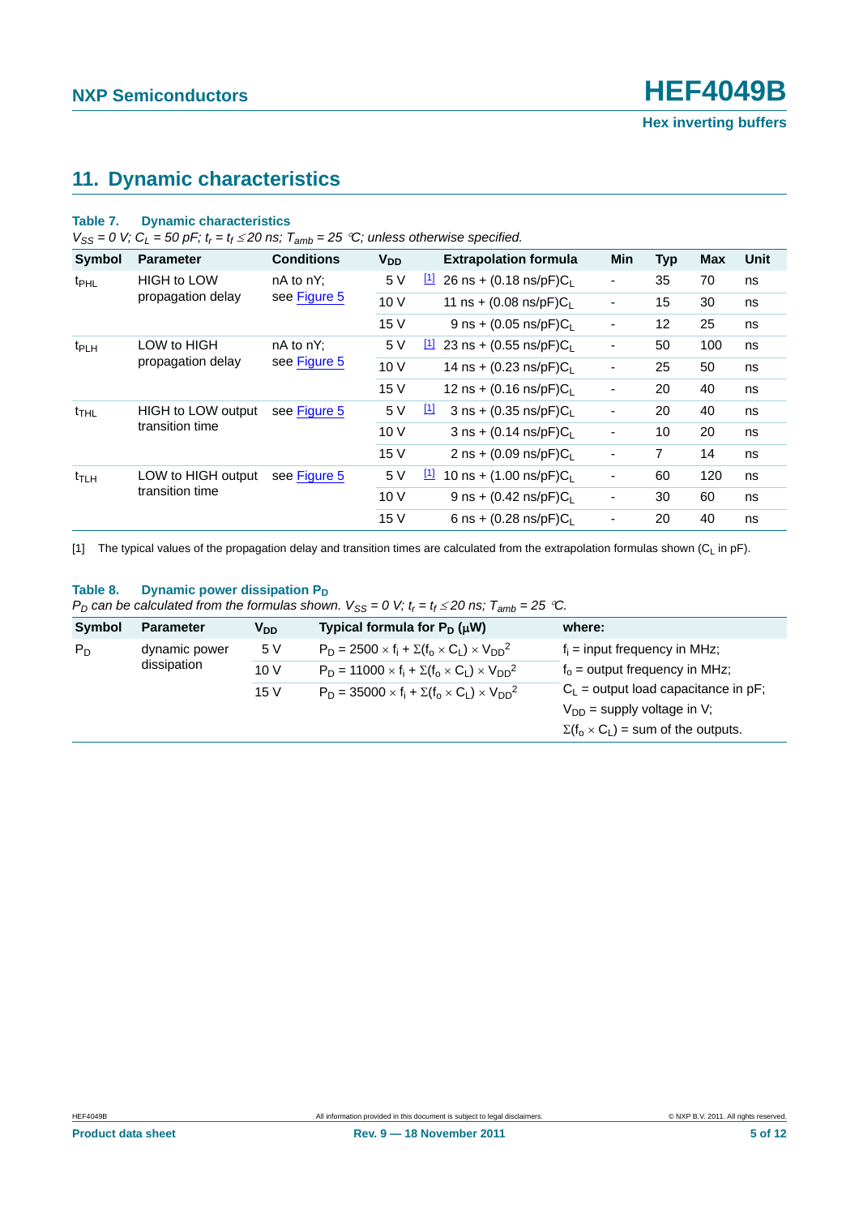## 11. Dynamic characteristics

**Table 7. Dynamic characteristics**

*$V_{SS}$ = 0 V; $C_L$ = 50 pF; $t_r = t_f \leq 20$ ns; $T_{amb}$ = 25 °C; unless otherwise specified.*

| Symbol | Parameter | Conditions | $V_{DD}$ | | Extrapolation formula | Min | Typ | Max | Unit |
|---|---|---|---|---|---|---|---|---|---|
| $t_{PHL}$ | HIGH to LOW propagation delay | nA to nY; see Figure 5 | 5 V | [1] | 26 ns + (0.18 ns/pF)$C_L$ | - | 35 | 70 | ns |
| | | | 10 V | | 11 ns + (0.08 ns/pF)$C_L$ | - | 15 | 30 | ns |
| | | | 15 V | | 9 ns + (0.05 ns/pF)$C_L$ | - | 12 | 25 | ns |
| $t_{PLH}$ | LOW to HIGH propagation delay | nA to nY; see Figure 5 | 5 V | [1] | 23 ns + (0.55 ns/pF)$C_L$ | - | 50 | 100 | ns |
| | | | 10 V | | 14 ns + (0.23 ns/pF)$C_L$ | - | 25 | 50 | ns |
| | | | 15 V | | 12 ns + (0.16 ns/pF)$C_L$ | - | 20 | 40 | ns |
| $t_{THL}$ | HIGH to LOW output transition time | see Figure 5 | 5 V | [1] | 3 ns + (0.35 ns/pF)$C_L$ | - | 20 | 40 | ns |
| | | | 10 V | | 3 ns + (0.14 ns/pF)$C_L$ | - | 10 | 20 | ns |
| | | | 15 V | | 2 ns + (0.09 ns/pF)$C_L$ | - | 7 | 14 | ns |
| $t_{TLH}$ | LOW to HIGH output transition time | see Figure 5 | 5 V | [1] | 10 ns + (1.00 ns/pF)$C_L$ | - | 60 | 120 | ns |
| | | | 10 V | | 9 ns + (0.42 ns/pF)$C_L$ | - | 30 | 60 | ns |
| | | | 15 V | | 6 ns + (0.28 ns/pF)$C_L$ | - | 20 | 40 | ns |

[1] The typical values of the propagation delay and transition times are calculated from the extrapolation formulas shown ($C_L$ in pF).

**Table 8. Dynamic power dissipation $P_D$**

*$P_D$ can be calculated from the formulas shown. $V_{SS}$ = 0 V; $t_r = t_f \leq 20$ ns; $T_{amb}$ = 25 °C.*

| Symbol | Parameter | $V_{DD}$ | Typical formula for $P_D$ (μW) | where: |
|---|---|---|---|---|
| $P_D$ | dynamic power dissipation | 5 V | $P_D = 2500 \times f_i + \Sigma(f_o \times C_L) \times V_{DD}^2$ | $f_i$ = input frequency in MHz; |
| | | 10 V | $P_D = 11000 \times f_i + \Sigma(f_o \times C_L) \times V_{DD}^2$ | $f_o$ = output frequency in MHz; |
| | | 15 V | $P_D = 35000 \times f_i + \Sigma(f_o \times C_L) \times V_{DD}^2$ | $C_L$ = output load capacitance in pF; |
| | | | | $V_{DD}$ = supply voltage in V; |
| | | | | $\Sigma(f_o \times C_L)$ = sum of the outputs. |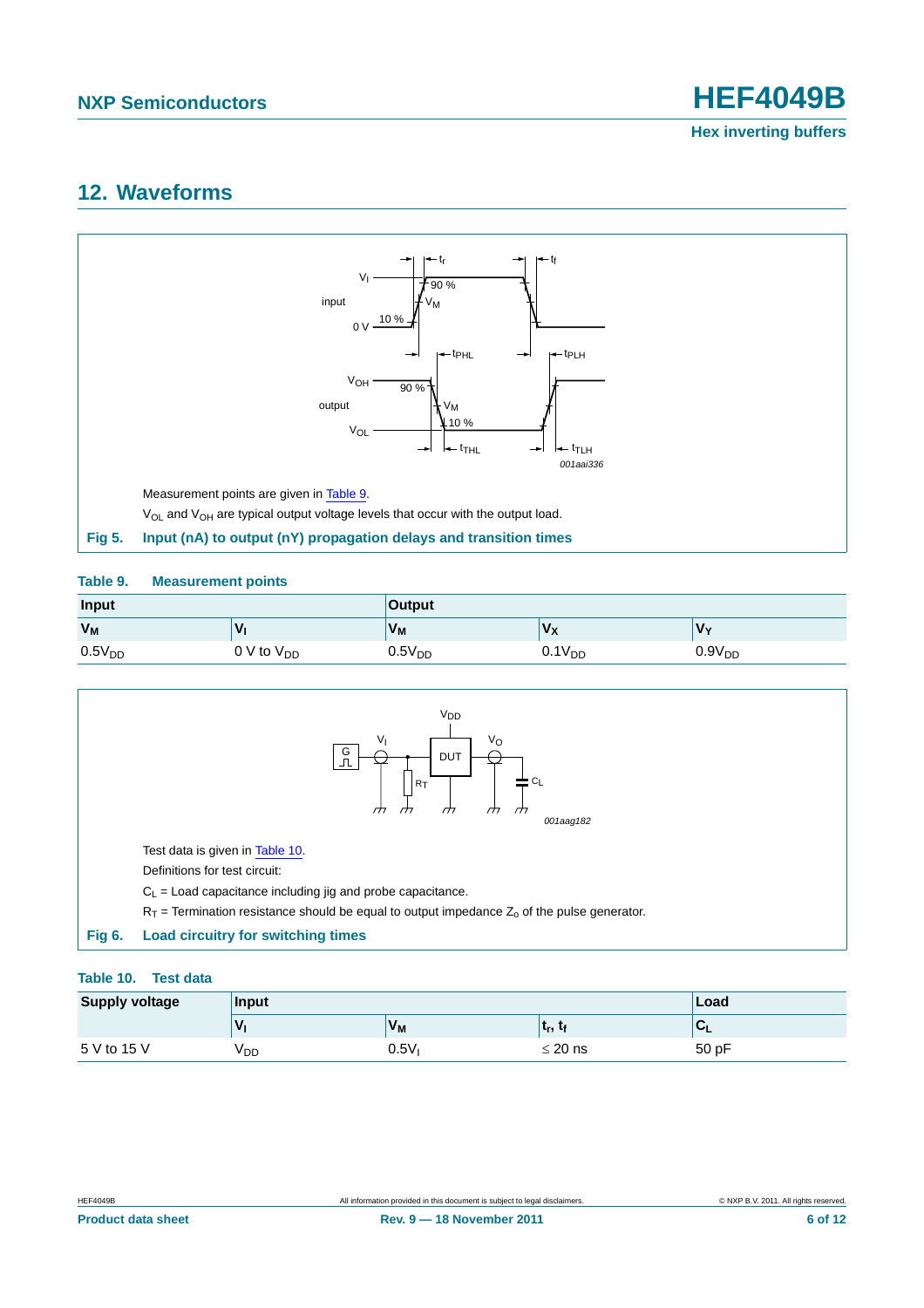## 12. Waveforms

Measurement points are given in Table 9.

$V_{OL}$ and $V_{OH}$ are typical output voltage levels that occur with the output load.

**Fig 5. Input (nA) to output (nY) propagation delays and transition times**

**Table 9. Measurement points**

| Input | | Output | | |
|---|---|---|---|---|
| $V_M$ | $V_I$ | $V_M$ | $V_X$ | $V_Y$ |
| $0.5V_{DD}$ | 0 V to $V_{DD}$ | $0.5V_{DD}$ | $0.1V_{DD}$ | $0.9V_{DD}$ |

Test data is given in Table 10.

Definitions for test circuit:

$C_L$ = Load capacitance including jig and probe capacitance.

$R_T$ = Termination resistance should be equal to output impedance $Z_o$ of the pulse generator.

**Fig 6. Load circuitry for switching times**

**Table 10. Test data**

| Supply voltage | Input | | | Load |
|---|---|---|---|---|
| | $V_I$ | $V_M$ | $t_r$, $t_f$ | $C_L$ |
| 5 V to 15 V | $V_{DD}$ | $0.5V_I$ | ≤ 20 ns | 50 pF |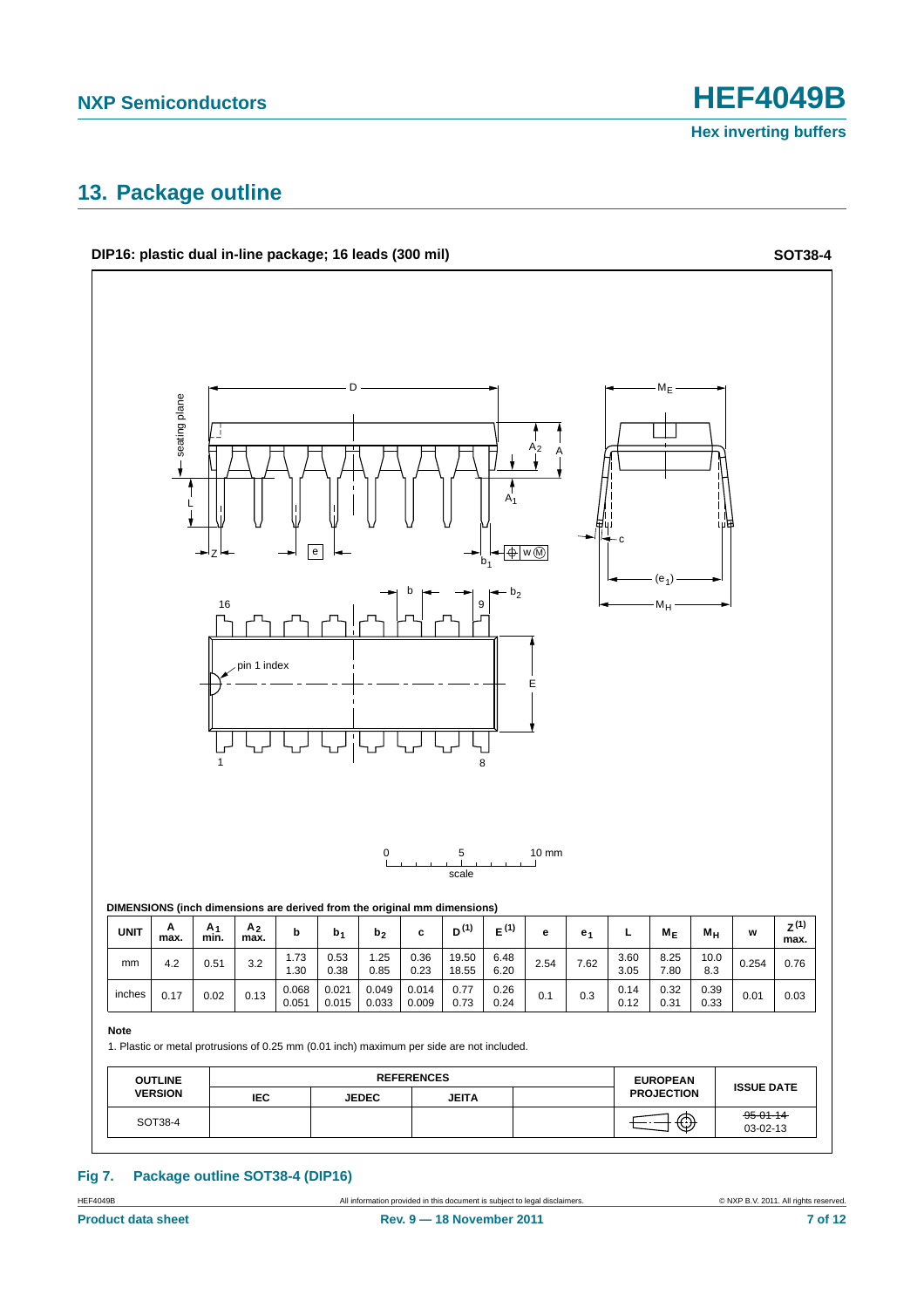## 13. Package outline

**DIP16: plastic dual in-line package; 16 leads (300 mil)** **SOT38-4**

DIMENSIONS (inch dimensions are derived from the original mm dimensions)

| UNIT | A max. | $A_1$ min. | $A_2$ max. | b | $b_1$ | $b_2$ | c | $D^{(1)}$ | $E^{(1)}$ | e | $e_1$ | L | $M_E$ | $M_H$ | w | $Z^{(1)}$ max. |
|---|---|---|---|---|---|---|---|---|---|---|---|---|---|---|---|---|
| mm | 4.2 | 0.51 | 3.2 | 1.73<br>1.30 | 0.53<br>0.38 | 1.25<br>0.85 | 0.36<br>0.23 | 19.50<br>18.55 | 6.48<br>6.20 | 2.54 | 7.62 | 3.60<br>3.05 | 8.25<br>7.80 | 10.0<br>8.3 | 0.254 | 0.76 |
| inches | 0.17 | 0.02 | 0.13 | 0.068<br>0.051 | 0.021<br>0.015 | 0.049<br>0.033 | 0.014<br>0.009 | 0.77<br>0.73 | 0.26<br>0.24 | 0.1 | 0.3 | 0.14<br>0.12 | 0.32<br>0.31 | 0.39<br>0.33 | 0.01 | 0.03 |

**Note**

1. Plastic or metal protrusions of 0.25 mm (0.01 inch) maximum per side are not included.

| OUTLINE VERSION | REFERENCES | | | | EUROPEAN PROJECTION | ISSUE DATE |
|---|---|---|---|---|---|---|
| | IEC | JEDEC | JEITA | | | |
| SOT38-4 | | | | | | ~~95-01-14~~<br>03-02-13 |

**Fig 7. Package outline SOT38-4 (DIP16)**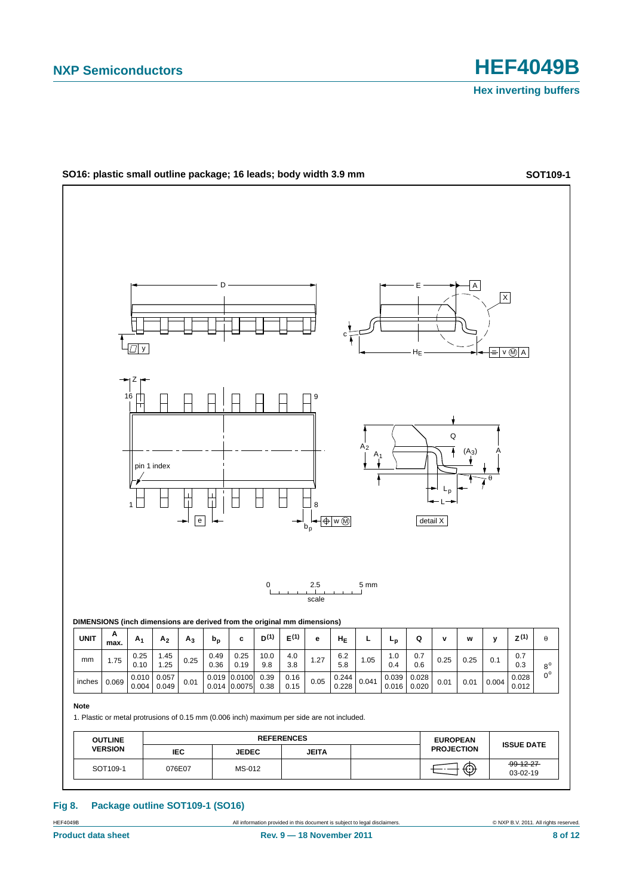SO16: plastic small outline package; 16 leads; body width 3.9 mm **SOT109-1**

DIMENSIONS (inch dimensions are derived from the original mm dimensions)

| UNIT | A max. | $A_1$ | $A_2$ | $A_3$ | $b_p$ | c | $D^{(1)}$ | $E^{(1)}$ | e | $H_E$ | L | $L_p$ | Q | v | w | y | $Z^{(1)}$ | θ |
|---|---|---|---|---|---|---|---|---|---|---|---|---|---|---|---|---|---|---|
| mm | 1.75 | 0.25<br>0.10 | 1.45<br>1.25 | 0.25 | 0.49<br>0.36 | 0.25<br>0.19 | 10.0<br>9.8 | 4.0<br>3.8 | 1.27 | 6.2<br>5.8 | 1.05 | 1.0<br>0.4 | 0.7<br>0.6 | 0.25 | 0.25 | 0.1 | 0.7<br>0.3 | 8°<br>0° |
| inches | 0.069 | 0.010<br>0.004 | 0.057<br>0.049 | 0.01 | 0.019<br>0.014 | 0.0100<br>0.0075 | 0.39<br>0.38 | 0.16<br>0.15 | 0.05 | 0.244<br>0.228 | 0.041 | 0.039<br>0.016 | 0.028<br>0.020 | 0.01 | 0.01 | 0.004 | 0.028<br>0.012 | |

**Note**

1. Plastic or metal protrusions of 0.15 mm (0.006 inch) maximum per side are not included.

| OUTLINE VERSION | REFERENCES | | | | EUROPEAN PROJECTION | ISSUE DATE |
|---|---|---|---|---|---|---|
| | IEC | JEDEC | JEITA | | | |
| SOT109-1 | 076E07 | MS-012 | | | | ~~99-12-27~~<br>03-02-19 |

**Fig 8. Package outline SOT109-1 (SO16)**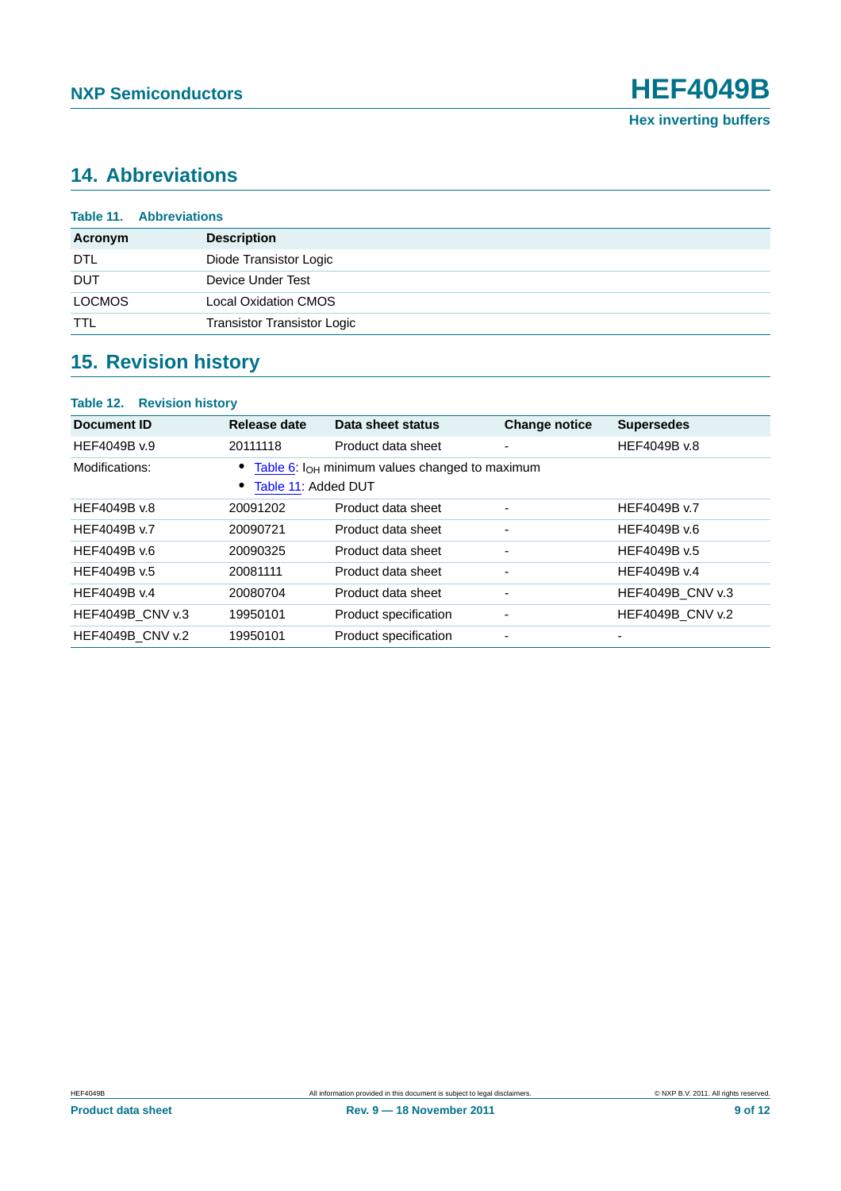## 14. Abbreviations

**Table 11. Abbreviations**

| Acronym | Description |
|---|---|
| DTL | Diode Transistor Logic |
| DUT | Device Under Test |
| LOCMOS | Local Oxidation CMOS |
| TTL | Transistor Transistor Logic |

## 15. Revision history

**Table 12. Revision history**

| Document ID | Release date | Data sheet status | Change notice | Supersedes |
|---|---|---|---|---|
| HEF4049B v.9 | 20111118 | Product data sheet | - | HEF4049B v.8 |
| Modifications: | • Table 6: $I_{OH}$ minimum values changed to maximum<br>• Table 11: Added DUT | | | |
| HEF4049B v.8 | 20091202 | Product data sheet | - | HEF4049B v.7 |
| HEF4049B v.7 | 20090721 | Product data sheet | - | HEF4049B v.6 |
| HEF4049B v.6 | 20090325 | Product data sheet | - | HEF4049B v.5 |
| HEF4049B v.5 | 20081111 | Product data sheet | - | HEF4049B v.4 |
| HEF4049B v.4 | 20080704 | Product data sheet | - | HEF4049B_CNV v.3 |
| HEF4049B_CNV v.3 | 19950101 | Product specification | - | HEF4049B_CNV v.2 |
| HEF4049B_CNV v.2 | 19950101 | Product specification | - | - |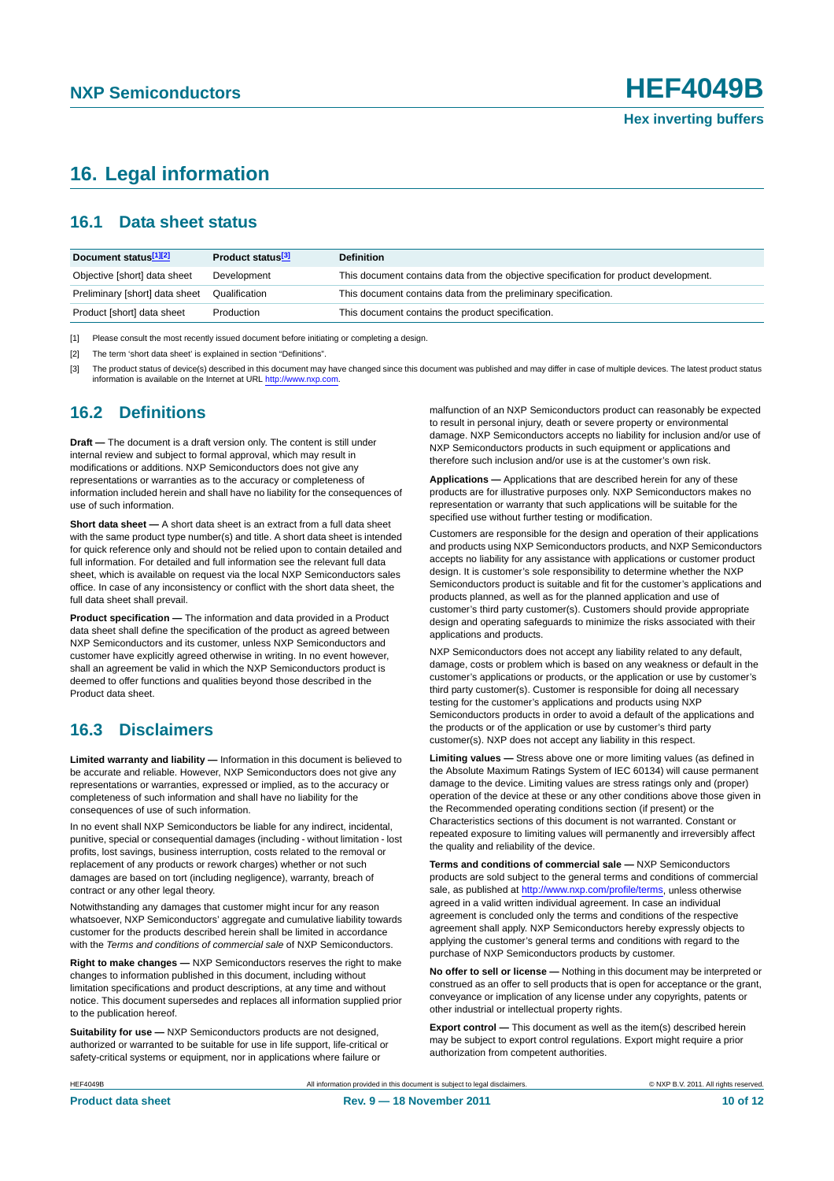# 16. Legal information

## 16.1 Data sheet status

| Document status[1][2] | Product status[3] | Definition |
|---|---|---|
| Objective [short] data sheet | Development | This document contains data from the objective specification for product development. |
| Preliminary [short] data sheet | Qualification | This document contains data from the preliminary specification. |
| Product [short] data sheet | Production | This document contains the product specification. |

[1] Please consult the most recently issued document before initiating or completing a design.

[2] The term 'short data sheet' is explained in section "Definitions".

[3] The product status of device(s) described in this document may have changed since this document was published and may differ in case of multiple devices. The latest product status information is available on the Internet at URL http://www.nxp.com.

## 16.2 Definitions

**Draft —** The document is a draft version only. The content is still under internal review and subject to formal approval, which may result in modifications or additions. NXP Semiconductors does not give any representations or warranties as to the accuracy or completeness of information included herein and shall have no liability for the consequences of use of such information.

**Short data sheet —** A short data sheet is an extract from a full data sheet with the same product type number(s) and title. A short data sheet is intended for quick reference only and should not be relied upon to contain detailed and full information. For detailed and full information see the relevant full data sheet, which is available on request via the local NXP Semiconductors sales office. In case of any inconsistency or conflict with the short data sheet, the full data sheet shall prevail.

**Product specification —** The information and data provided in a Product data sheet shall define the specification of the product as agreed between NXP Semiconductors and its customer, unless NXP Semiconductors and customer have explicitly agreed otherwise in writing. In no event however, shall an agreement be valid in which the NXP Semiconductors product is deemed to offer functions and qualities beyond those described in the Product data sheet.

## 16.3 Disclaimers

**Limited warranty and liability —** Information in this document is believed to be accurate and reliable. However, NXP Semiconductors does not give any representations or warranties, expressed or implied, as to the accuracy or completeness of such information and shall have no liability for the consequences of use of such information.

In no event shall NXP Semiconductors be liable for any indirect, incidental, punitive, special or consequential damages (including - without limitation - lost profits, lost savings, business interruption, costs related to the removal or replacement of any products or rework charges) whether or not such damages are based on tort (including negligence), warranty, breach of contract or any other legal theory.

Notwithstanding any damages that customer might incur for any reason whatsoever, NXP Semiconductors' aggregate and cumulative liability towards customer for the products described herein shall be limited in accordance with the *Terms and conditions of commercial sale* of NXP Semiconductors.

**Right to make changes —** NXP Semiconductors reserves the right to make changes to information published in this document, including without limitation specifications and product descriptions, at any time and without notice. This document supersedes and replaces all information supplied prior to the publication hereof.

**Suitability for use —** NXP Semiconductors products are not designed, authorized or warranted to be suitable for use in life support, life-critical or safety-critical systems or equipment, nor in applications where failure or malfunction of an NXP Semiconductors product can reasonably be expected to result in personal injury, death or severe property or environmental damage. NXP Semiconductors accepts no liability for inclusion and/or use of NXP Semiconductors products in such equipment or applications and therefore such inclusion and/or use is at the customer's own risk.

**Applications —** Applications that are described herein for any of these products are for illustrative purposes only. NXP Semiconductors makes no representation or warranty that such applications will be suitable for the specified use without further testing or modification.

Customers are responsible for the design and operation of their applications and products using NXP Semiconductors products, and NXP Semiconductors accepts no liability for any assistance with applications or customer product design. It is customer's sole responsibility to determine whether the NXP Semiconductors product is suitable and fit for the customer's applications and products planned, as well as for the planned application and use of customer's third party customer(s). Customers should provide appropriate design and operating safeguards to minimize the risks associated with their applications and products.

NXP Semiconductors does not accept any liability related to any default, damage, costs or problem which is based on any weakness or default in the customer's applications or products, or the application or use by customer's third party customer(s). Customer is responsible for doing all necessary testing for the customer's applications and products using NXP Semiconductors products in order to avoid a default of the applications and the products or of the application or use by customer's third party customer(s). NXP does not accept any liability in this respect.

**Limiting values —** Stress above one or more limiting values (as defined in the Absolute Maximum Ratings System of IEC 60134) will cause permanent damage to the device. Limiting values are stress ratings only and (proper) operation of the device at these or any other conditions above those given in the Recommended operating conditions section (if present) or the Characteristics sections of this document is not warranted. Constant or repeated exposure to limiting values will permanently and irreversibly affect the quality and reliability of the device.

**Terms and conditions of commercial sale —** NXP Semiconductors products are sold subject to the general terms and conditions of commercial sale, as published at http://www.nxp.com/profile/terms, unless otherwise agreed in a valid written individual agreement. In case an individual agreement is concluded only the terms and conditions of the respective agreement shall apply. NXP Semiconductors hereby expressly objects to applying the customer's general terms and conditions with regard to the purchase of NXP Semiconductors products by customer.

**No offer to sell or license —** Nothing in this document may be interpreted or construed as an offer to sell products that is open for acceptance or the grant, conveyance or implication of any license under any copyrights, patents or other industrial or intellectual property rights.

**Export control —** This document as well as the item(s) described herein may be subject to export control regulations. Export might require a prior authorization from competent authorities.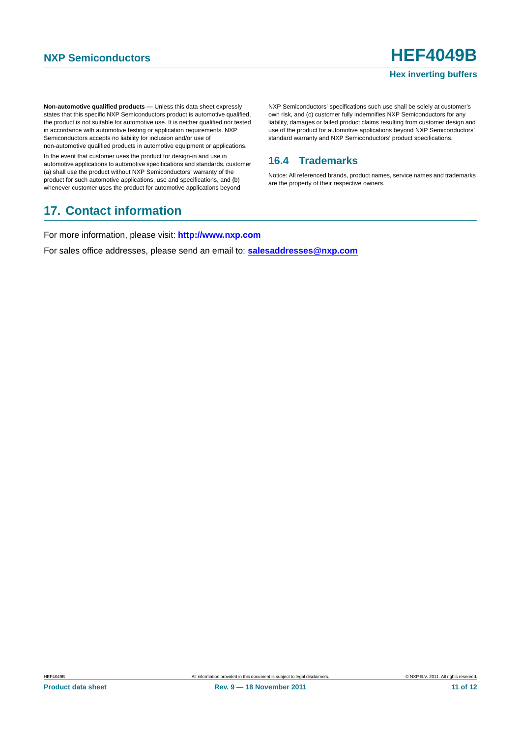**Non-automotive qualified products —** Unless this data sheet expressly states that this specific NXP Semiconductors product is automotive qualified, the product is not suitable for automotive use. It is neither qualified nor tested in accordance with automotive testing or application requirements. NXP Semiconductors accepts no liability for inclusion and/or use of non-automotive qualified products in automotive equipment or applications.

In the event that customer uses the product for design-in and use in automotive applications to automotive specifications and standards, customer (a) shall use the product without NXP Semiconductors' warranty of the product for such automotive applications, use and specifications, and (b) whenever customer uses the product for automotive applications beyond NXP Semiconductors' specifications such use shall be solely at customer's own risk, and (c) customer fully indemnifies NXP Semiconductors for any liability, damages or failed product claims resulting from customer design and use of the product for automotive applications beyond NXP Semiconductors' standard warranty and NXP Semiconductors' product specifications.

### 16.4 Trademarks

Notice: All referenced brands, product names, service names and trademarks are the property of their respective owners.

## 17. Contact information

For more information, please visit: **http://www.nxp.com**

For sales office addresses, please send an email to: **salesaddresses@nxp.com**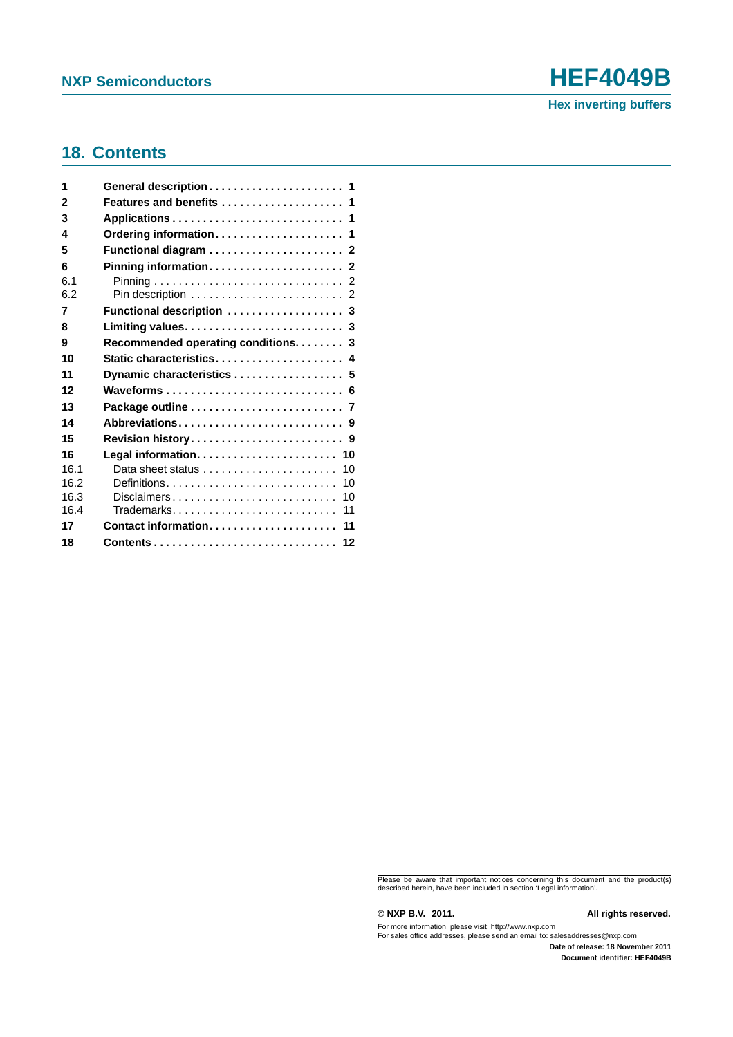## 18. Contents

| | | |
|---|---|---|
| **1** | **General description** | **1** |
| **2** | **Features and benefits** | **1** |
| **3** | **Applications** | **1** |
| **4** | **Ordering information** | **1** |
| **5** | **Functional diagram** | **2** |
| **6** | **Pinning information** | **2** |
| 6.1 | Pinning | 2 |
| 6.2 | Pin description | 2 |
| **7** | **Functional description** | **3** |
| **8** | **Limiting values** | **3** |
| **9** | **Recommended operating conditions** | **3** |
| **10** | **Static characteristics** | **4** |
| **11** | **Dynamic characteristics** | **5** |
| **12** | **Waveforms** | **6** |
| **13** | **Package outline** | **7** |
| **14** | **Abbreviations** | **9** |
| **15** | **Revision history** | **9** |
| **16** | **Legal information** | **10** |
| 16.1 | Data sheet status | 10 |
| 16.2 | Definitions | 10 |
| 16.3 | Disclaimers | 10 |
| 16.4 | Trademarks | 11 |
| **17** | **Contact information** | **11** |
| **18** | **Contents** | **12** |

Please be aware that important notices concerning this document and the product(s) described herein, have been included in section 'Legal information'.

**© NXP B.V. 2011.** **All rights reserved.**

For more information, please visit: http://www.nxp.com
For sales office addresses, please send an email to: salesaddresses@nxp.com

**Date of release: 18 November 2011**

**Document identifier: HEF4049B**